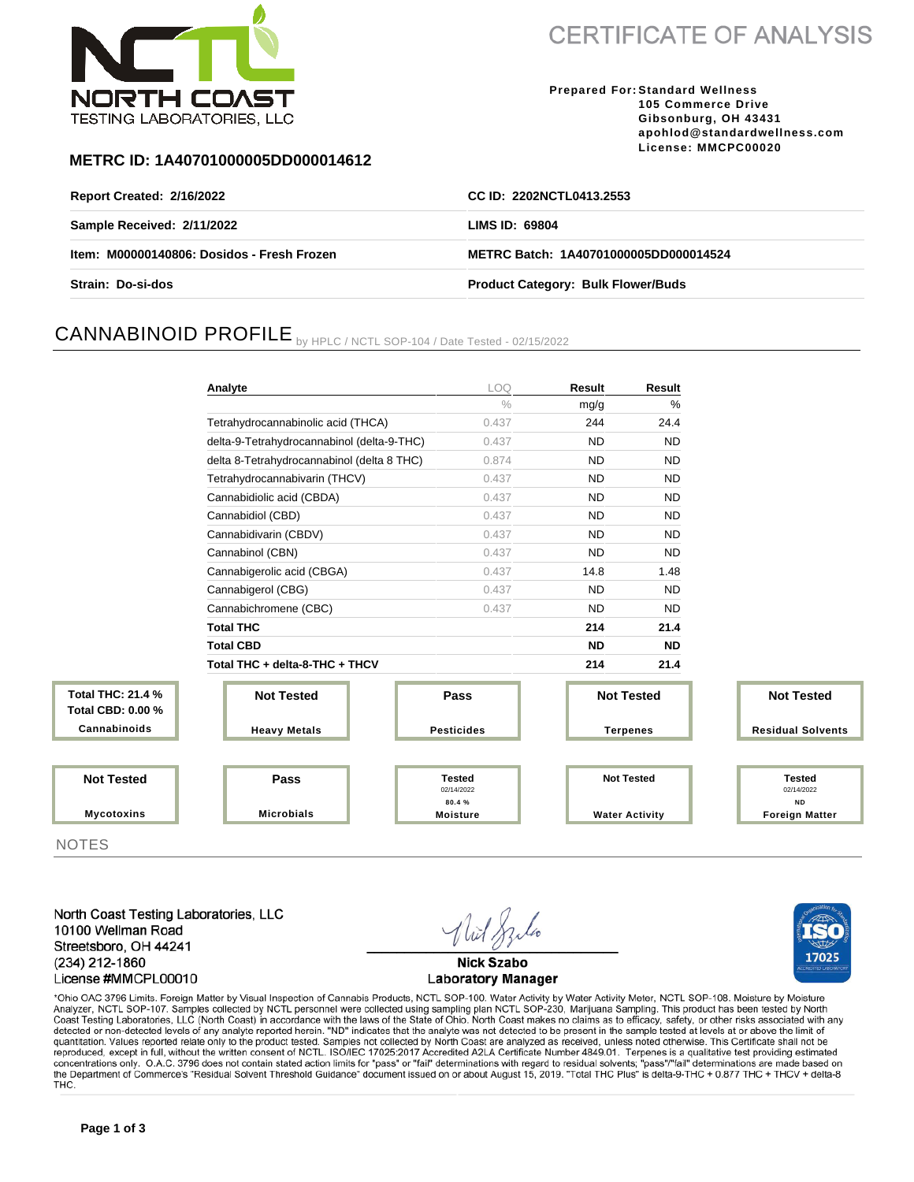NORTH COAST TESTING LABORATORIES, LLC

# CERTIFICATE OF ANALYSIS

**Prepared For:** **Standard Wellness**
**105 Commerce Drive**
**Gibsonburg, OH 43431**
**apohlod@standardwellness.com**
**License: MMCPC00020**

## METRC ID: 1A40701000005DD000014612

| | |
|---|---|
| **Report Created: 2/16/2022** | **CC ID: 2202NCTL0413.2553** |
| **Sample Received: 2/11/2022** | **LIMS ID: 69804** |
| **Item: M00000140806: Dosidos - Fresh Frozen** | **METRC Batch: 1A40701000005DD000014524** |
| **Strain: Do-si-dos** | **Product Category: Bulk Flower/Buds** |

## CANNABINOID PROFILE by HPLC / NCTL SOP-104 / Date Tested - 02/15/2022

| Analyte | LOQ | Result | Result |
|---|---|---|---|
| | % | mg/g | % |
| Tetrahydrocannabinolic acid (THCA) | 0.437 | 244 | 24.4 |
| delta-9-Tetrahydrocannabinol (delta-9-THC) | 0.437 | ND | ND |
| delta 8-Tetrahydrocannabinol (delta 8 THC) | 0.874 | ND | ND |
| Tetrahydrocannabivarin (THCV) | 0.437 | ND | ND |
| Cannabidiolic acid (CBDA) | 0.437 | ND | ND |
| Cannabidiol (CBD) | 0.437 | ND | ND |
| Cannabidivarin (CBDV) | 0.437 | ND | ND |
| Cannabinol (CBN) | 0.437 | ND | ND |
| Cannabigerolic acid (CBGA) | 0.437 | 14.8 | 1.48 |
| Cannabigerol (CBG) | 0.437 | ND | ND |
| Cannabichromene (CBC) | 0.437 | ND | ND |
| **Total THC** | | **214** | **21.4** |
| **Total CBD** | | **ND** | **ND** |
| **Total THC + delta-8-THC + THCV** | | **214** | **21.4** |

| | | | | |
|---|---|---|---|---|
| **Total THC: 21.4 %** **Total CBD: 0.00 %** **Cannabinoids** | **Not Tested** **Heavy Metals** | **Pass** **Pesticides** | **Not Tested** **Terpenes** | **Not Tested** **Residual Solvents** |
| **Not Tested** **Mycotoxins** | **Pass** **Microbials** | **Tested** 02/14/2022 **80.4 %** **Moisture** | **Not Tested** **Water Activity** | **Tested** 02/14/2022 **ND** **Foreign Matter** |

## NOTES

North Coast Testing Laboratories, LLC
10100 Wellman Road
Streetsboro, OH 44241
(234) 212-1860
License #MMCPL00010

**Nick Szabo**
**Laboratory Manager**

ISO 17025

*Ohio OAC 3796 Limits. Foreign Matter by Visual Inspection of Cannabis Products, NCTL SOP-100. Water Activity by Water Activity Meter, NCTL SOP-108. Moisture by Moisture Analyzer, NCTL SOP-107. Samples collected by NCTL personnel were collected using sampling plan NCTL SOP-230, Marijuana Sampling. This product has been tested by North Coast Testing Laboratories, LLC (North Coast) in accordance with the laws of the State of Ohio. North Coast makes no claims as to efficacy, safety, or other risks associated with any detected or non-detected levels of any analyte reported herein. "ND" indicates that the analyte was not detected to be present in the sample tested at levels at or above the limit of quantitation. Values reported relate only to the product tested. Samples not collected by North Coast are analyzed as received, unless noted otherwise. This Certificate shall not be reproduced, except in full, without the written consent of NCTL. ISO/IEC 17025:2017 Accredited A2LA Certificate Number 4849.01. Terpenes is a qualitative test providing estimated concentrations only. O.A.C. 3796 does not contain stated action limits for "pass" or "fail" determinations with regard to residual solvents; "pass"/"fail" determinations are made based on the Department of Commerce's "Residual Solvent Threshold Guidance" document issued on or about August 15, 2019. "Total THC Plus" is delta-9-THC + 0.877 THC + THCV + delta-8 THC.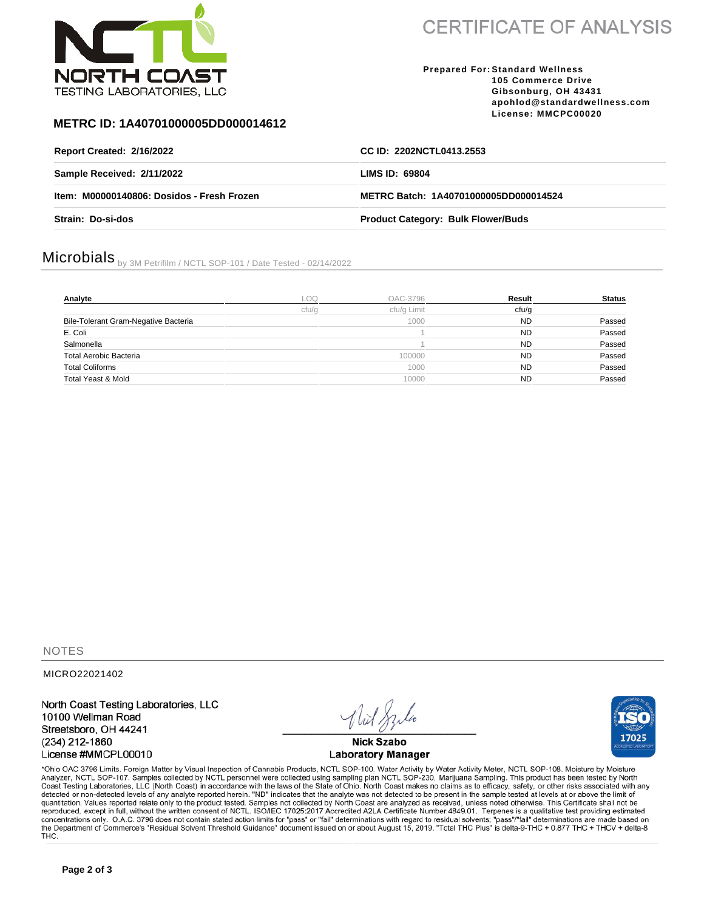NORTH COAST TESTING LABORATORIES, LLC

# CERTIFICATE OF ANALYSIS

**Prepared For:** **Standard Wellness**
**105 Commerce Drive**
**Gibsonburg, OH 43431**
**apohlod@standardwellness.com**
**License: MMCPC00020**

## METRC ID: 1A40701000005DD000014612

| | |
|---|---|
| **Report Created: 2/16/2022** | **CC ID: 2202NCTL0413.2553** |
| **Sample Received: 2/11/2022** | **LIMS ID: 69804** |
| **Item: M00000140806: Dosidos - Fresh Frozen** | **METRC Batch: 1A40701000005DD000014524** |
| **Strain: Do-si-dos** | **Product Category: Bulk Flower/Buds** |

## Microbials by 3M Petrifilm / NCTL SOP-101 / Date Tested - 02/14/2022

| Analyte | LOQ | OAC-3796 | Result | Status |
|---|---|---|---|---|
| | cfu/g | cfu/g Limit | cfu/g | |
| Bile-Tolerant Gram-Negative Bacteria | | 1000 | ND | Passed |
| E. Coli | | 1 | ND | Passed |
| Salmonella | | 1 | ND | Passed |
| Total Aerobic Bacteria | | 100000 | ND | Passed |
| Total Coliforms | | 1000 | ND | Passed |
| Total Yeast & Mold | | 10000 | ND | Passed |

## NOTES

MICRO22021402

North Coast Testing Laboratories, LLC
10100 Wellman Road
Streetsboro, OH 44241
(234) 212-1860
License #MMCPL00010

**Nick Szabo**
**Laboratory Manager**

*Ohio OAC 3796 Limits. Foreign Matter by Visual Inspection of Cannabis Products, NCTL SOP-100. Water Activity by Water Activity Meter, NCTL SOP-108. Moisture by Moisture Analyzer, NCTL SOP-107. Samples collected by NCTL personnel were collected using sampling plan NCTL SOP-230, Marijuana Sampling. This product has been tested by North Coast Testing Laboratories, LLC (North Coast) in accordance with the laws of the State of Ohio. North Coast makes no claims as to efficacy, safety, or other risks associated with any detected or non-detected levels of any analyte reported herein. "ND" indicates that the analyte was not detected to be present in the sample tested at levels at or above the limit of quantitation. Values reported relate only to the product tested. Samples not collected by North Coast are analyzed as received, unless noted otherwise. This Certificate shall not be reproduced, except in full, without the written consent of NCTL. ISO/IEC 17025:2017 Accredited A2LA Certificate Number 4849.01. Terpenes is a qualitative test providing estimated concentrations only. O.A.C. 3796 does not contain stated action limits for "pass" or "fail" determinations with regard to residual solvents; "pass"/"fail" determinations are made based on the Department of Commerce's "Residual Solvent Threshold Guidance" document issued on or about August 15, 2019. "Total THC Plus" is delta-9-THC + 0.877 THC + THCV + delta-8 THC.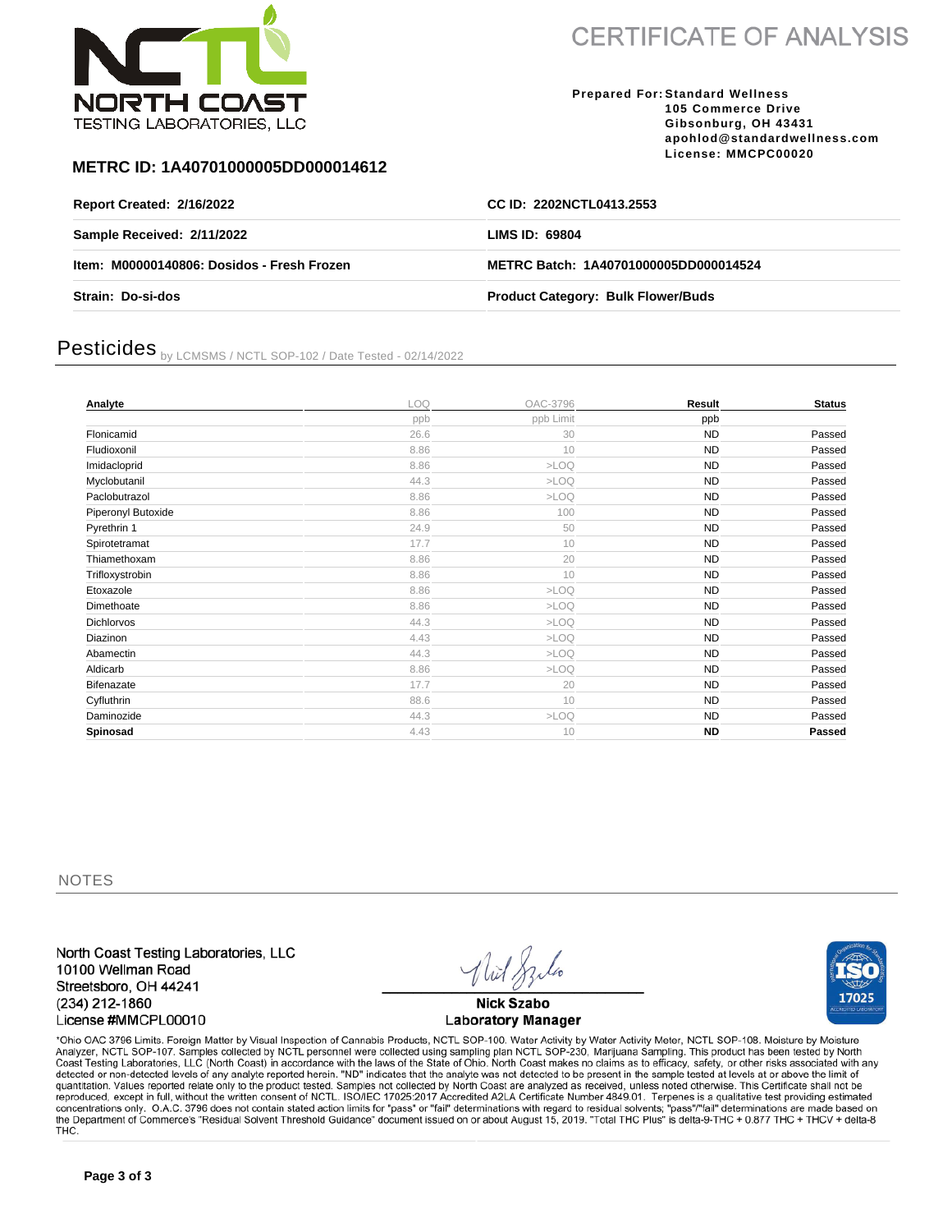# CERTIFICATE OF ANALYSIS

**Prepared For:** **Standard Wellness**
**105 Commerce Drive**
**Gibsonburg, OH 43431**
**apohlod@standardwellness.com**
**License: MMCPC00020**

## METRC ID: 1A40701000005DD000014612

| | |
|---|---|
| **Report Created: 2/16/2022** | **CC ID: 2202NCTL0413.2553** |
| **Sample Received: 2/11/2022** | **LIMS ID: 69804** |
| **Item: M00000140806: Dosidos - Fresh Frozen** | **METRC Batch: 1A40701000005DD000014524** |
| **Strain: Do-si-dos** | **Product Category: Bulk Flower/Buds** |

## Pesticides by LCMSMS / NCTL SOP-102 / Date Tested - 02/14/2022

| Analyte | LOQ | OAC-3796 | Result | Status |
|---|---|---|---|---|
| | ppb | ppb Limit | ppb | |
| Flonicamid | 26.6 | 30 | ND | Passed |
| Fludioxonil | 8.86 | 10 | ND | Passed |
| Imidacloprid | 8.86 | >LOQ | ND | Passed |
| Myclobutanil | 44.3 | >LOQ | ND | Passed |
| Paclobutrazol | 8.86 | >LOQ | ND | Passed |
| Piperonyl Butoxide | 8.86 | 100 | ND | Passed |
| Pyrethrin 1 | 24.9 | 50 | ND | Passed |
| Spirotetramat | 17.7 | 10 | ND | Passed |
| Thiamethoxam | 8.86 | 20 | ND | Passed |
| Trifloxystrobin | 8.86 | 10 | ND | Passed |
| Etoxazole | 8.86 | >LOQ | ND | Passed |
| Dimethoate | 8.86 | >LOQ | ND | Passed |
| Dichlorvos | 44.3 | >LOQ | ND | Passed |
| Diazinon | 4.43 | >LOQ | ND | Passed |
| Abamectin | 44.3 | >LOQ | ND | Passed |
| Aldicarb | 8.86 | >LOQ | ND | Passed |
| Bifenazate | 17.7 | 20 | ND | Passed |
| Cyfluthrin | 88.6 | 10 | ND | Passed |
| Daminozide | 44.3 | >LOQ | ND | Passed |
| **Spinosad** | 4.43 | 10 | **ND** | **Passed** |

## NOTES

North Coast Testing Laboratories, LLC
10100 Wellman Road
Streetsboro, OH 44241
(234) 212-1860
License #MMCPL00010

**Nick Szabo**
**Laboratory Manager**

*Ohio OAC 3796 Limits. Foreign Matter by Visual Inspection of Cannabis Products, NCTL SOP-100. Water Activity by Water Activity Meter, NCTL SOP-108. Moisture by Moisture Analyzer, NCTL SOP-107. Samples collected by NCTL personnel were collected using sampling plan NCTL SOP-230, Marijuana Sampling. This product has been tested by North Coast Testing Laboratories, LLC (North Coast) in accordance with the laws of the State of Ohio. North Coast makes no claims as to efficacy, safety, or other risks associated with any detected or non-detected levels of any analyte reported herein. "ND" indicates that the analyte was not detected to be present in the sample tested at levels at or above the limit of quantitation. Values reported relate only to the product tested. Samples not collected by North Coast are analyzed as received, unless noted otherwise. This Certificate shall not be reproduced, except in full, without the written consent of NCTL. ISO/IEC 17025:2017 Accredited A2LA Certificate Number 4849.01. Terpenes is a qualitative test providing estimated concentrations only. O.A.C. 3796 does not contain stated action limits for "pass" or "fail" determinations with regard to residual solvents; "pass"/"fail" determinations are made based on the Department of Commerce's "Residual Solvent Threshold Guidance" document issued on or about August 15, 2019. "Total THC Plus" is delta-9-THC + 0.877 THC + THCV + delta-8 THC.